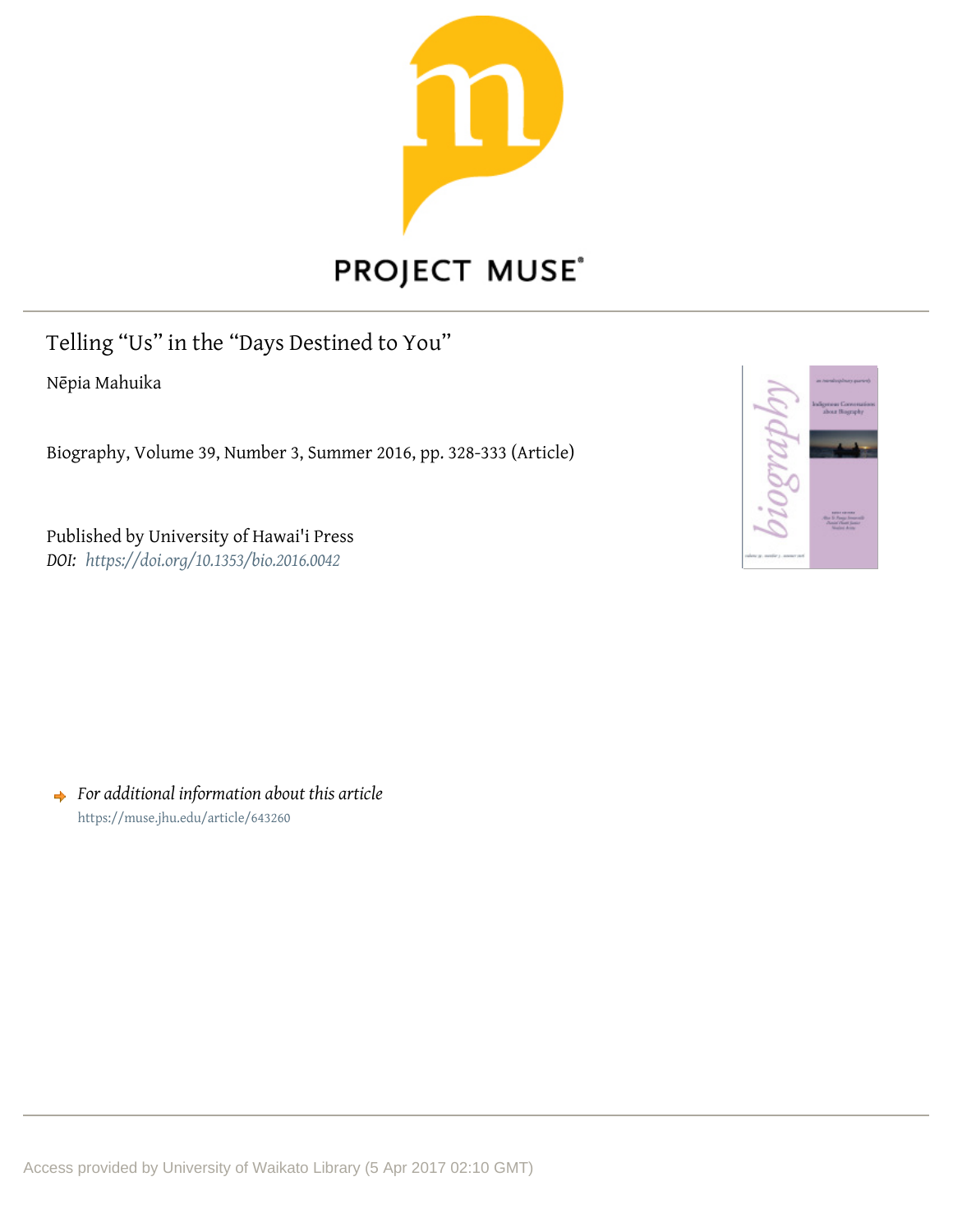PROJECT MUSE

# Telling "Us" in the "Days Destined to You"

Nēpia Mahuika

Biography, Volume 39, Number 3, Summer 2016, pp. 328-333 (Article)

Published by University of Hawai'i Press

*DOI: https://doi.org/10.1353/bio.2016.0042*

*For additional information about this article*

https://muse.jhu.edu/article/643260

Access provided by University of Waikato Library (5 Apr 2017 02:10 GMT)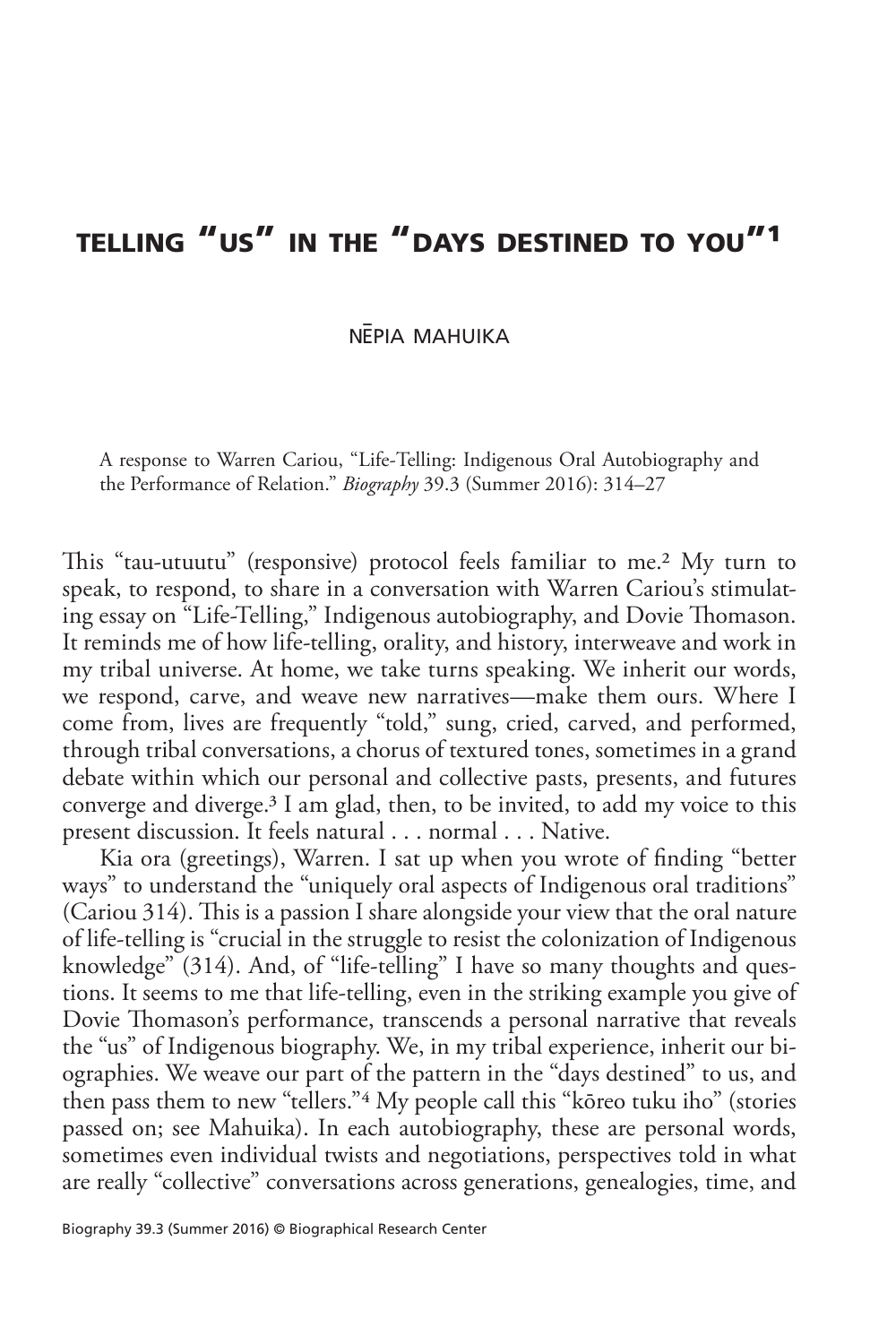# TELLING "US" IN THE "DAYS DESTINED TO YOU"[1]

NĒPIA MAHUIKA

A response to Warren Cariou, "Life-Telling: Indigenous Oral Autobiography and the Performance of Relation." *Biography* 39.3 (Summer 2016): 314–27

This "tau-utuutu" (responsive) protocol feels familiar to me.[2] My turn to speak, to respond, to share in a conversation with Warren Cariou's stimulating essay on "Life-Telling," Indigenous autobiography, and Dovie Thomason. It reminds me of how life-telling, orality, and history, interweave and work in my tribal universe. At home, we take turns speaking. We inherit our words, we respond, carve, and weave new narratives—make them ours. Where I come from, lives are frequently "told," sung, cried, carved, and performed, through tribal conversations, a chorus of textured tones, sometimes in a grand debate within which our personal and collective pasts, presents, and futures converge and diverge.[3] I am glad, then, to be invited, to add my voice to this present discussion. It feels natural . . . normal . . . Native.

Kia ora (greetings), Warren. I sat up when you wrote of finding "better ways" to understand the "uniquely oral aspects of Indigenous oral traditions" (Cariou 314). This is a passion I share alongside your view that the oral nature of life-telling is "crucial in the struggle to resist the colonization of Indigenous knowledge" (314). And, of "life-telling" I have so many thoughts and questions. It seems to me that life-telling, even in the striking example you give of Dovie Thomason's performance, transcends a personal narrative that reveals the "us" of Indigenous biography. We, in my tribal experience, inherit our biographies. We weave our part of the pattern in the "days destined" to us, and then pass them to new "tellers."[4] My people call this "kōreo tuku iho" (stories passed on; see Mahuika). In each autobiography, these are personal words, sometimes even individual twists and negotiations, perspectives told in what are really "collective" conversations across generations, genealogies, time, and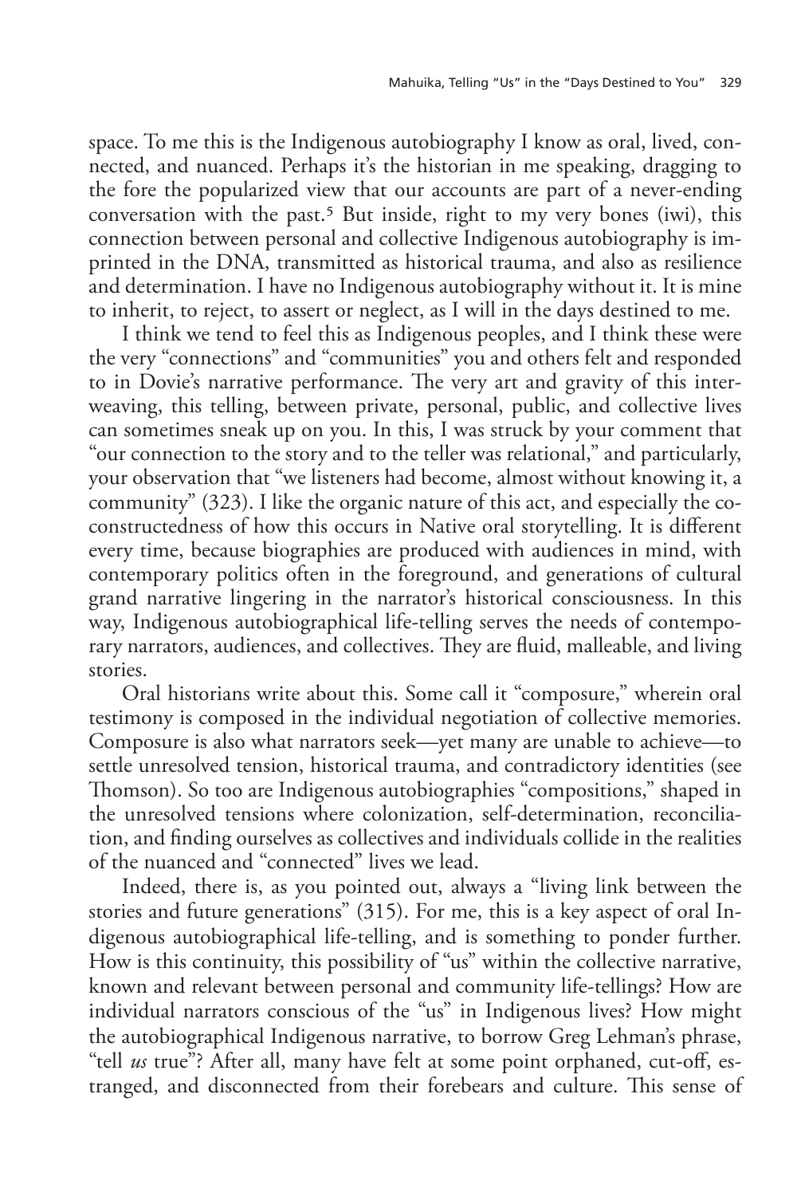space. To me this is the Indigenous autobiography I know as oral, lived, connected, and nuanced. Perhaps it's the historian in me speaking, dragging to the fore the popularized view that our accounts are part of a never-ending conversation with the past.[5] But inside, right to my very bones (iwi), this connection between personal and collective Indigenous autobiography is imprinted in the DNA, transmitted as historical trauma, and also as resilience and determination. I have no Indigenous autobiography without it. It is mine to inherit, to reject, to assert or neglect, as I will in the days destined to me.

I think we tend to feel this as Indigenous peoples, and I think these were the very "connections" and "communities" you and others felt and responded to in Dovie's narrative performance. The very art and gravity of this interweaving, this telling, between private, personal, public, and collective lives can sometimes sneak up on you. In this, I was struck by your comment that "our connection to the story and to the teller was relational," and particularly, your observation that "we listeners had become, almost without knowing it, a community" (323). I like the organic nature of this act, and especially the co-constructedness of how this occurs in Native oral storytelling. It is different every time, because biographies are produced with audiences in mind, with contemporary politics often in the foreground, and generations of cultural grand narrative lingering in the narrator's historical consciousness. In this way, Indigenous autobiographical life-telling serves the needs of contemporary narrators, audiences, and collectives. They are fluid, malleable, and living stories.

Oral historians write about this. Some call it "composure," wherein oral testimony is composed in the individual negotiation of collective memories. Composure is also what narrators seek—yet many are unable to achieve—to settle unresolved tension, historical trauma, and contradictory identities (see Thomson). So too are Indigenous autobiographies "compositions," shaped in the unresolved tensions where colonization, self-determination, reconciliation, and finding ourselves as collectives and individuals collide in the realities of the nuanced and "connected" lives we lead.

Indeed, there is, as you pointed out, always a "living link between the stories and future generations" (315). For me, this is a key aspect of oral Indigenous autobiographical life-telling, and is something to ponder further. How is this continuity, this possibility of "us" within the collective narrative, known and relevant between personal and community life-tellings? How are individual narrators conscious of the "us" in Indigenous lives? How might the autobiographical Indigenous narrative, to borrow Greg Lehman's phrase, "tell *us* true"? After all, many have felt at some point orphaned, cut-off, estranged, and disconnected from their forebears and culture. This sense of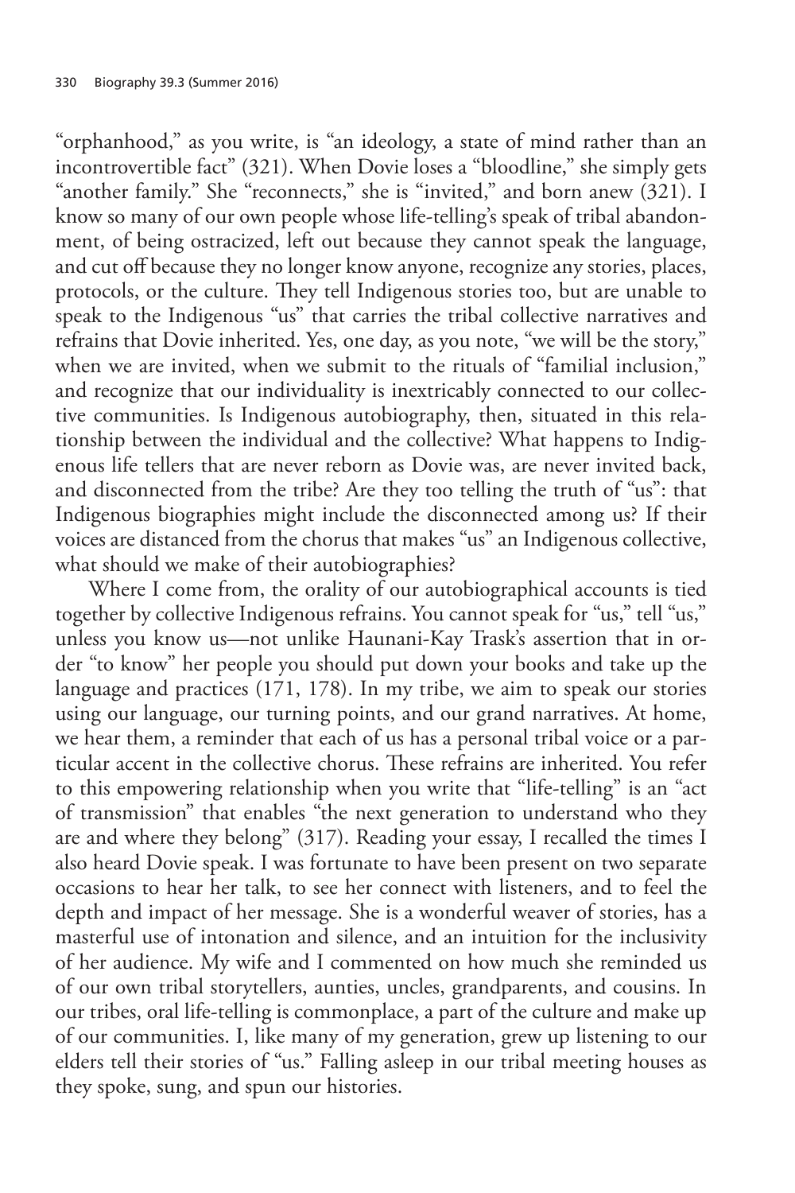"orphanhood," as you write, is "an ideology, a state of mind rather than an incontrovertible fact" (321). When Dovie loses a "bloodline," she simply gets "another family." She "reconnects," she is "invited," and born anew (321). I know so many of our own people whose life-telling's speak of tribal abandonment, of being ostracized, left out because they cannot speak the language, and cut off because they no longer know anyone, recognize any stories, places, protocols, or the culture. They tell Indigenous stories too, but are unable to speak to the Indigenous "us" that carries the tribal collective narratives and refrains that Dovie inherited. Yes, one day, as you note, "we will be the story," when we are invited, when we submit to the rituals of "familial inclusion," and recognize that our individuality is inextricably connected to our collective communities. Is Indigenous autobiography, then, situated in this relationship between the individual and the collective? What happens to Indigenous life tellers that are never reborn as Dovie was, are never invited back, and disconnected from the tribe? Are they too telling the truth of "us": that Indigenous biographies might include the disconnected among us? If their voices are distanced from the chorus that makes "us" an Indigenous collective, what should we make of their autobiographies?

Where I come from, the orality of our autobiographical accounts is tied together by collective Indigenous refrains. You cannot speak for "us," tell "us," unless you know us—not unlike Haunani-Kay Trask's assertion that in order "to know" her people you should put down your books and take up the language and practices (171, 178). In my tribe, we aim to speak our stories using our language, our turning points, and our grand narratives. At home, we hear them, a reminder that each of us has a personal tribal voice or a particular accent in the collective chorus. These refrains are inherited. You refer to this empowering relationship when you write that "life-telling" is an "act of transmission" that enables "the next generation to understand who they are and where they belong" (317). Reading your essay, I recalled the times I also heard Dovie speak. I was fortunate to have been present on two separate occasions to hear her talk, to see her connect with listeners, and to feel the depth and impact of her message. She is a wonderful weaver of stories, has a masterful use of intonation and silence, and an intuition for the inclusivity of her audience. My wife and I commented on how much she reminded us of our own tribal storytellers, aunties, uncles, grandparents, and cousins. In our tribes, oral life-telling is commonplace, a part of the culture and make up of our communities. I, like many of my generation, grew up listening to our elders tell their stories of "us." Falling asleep in our tribal meeting houses as they spoke, sung, and spun our histories.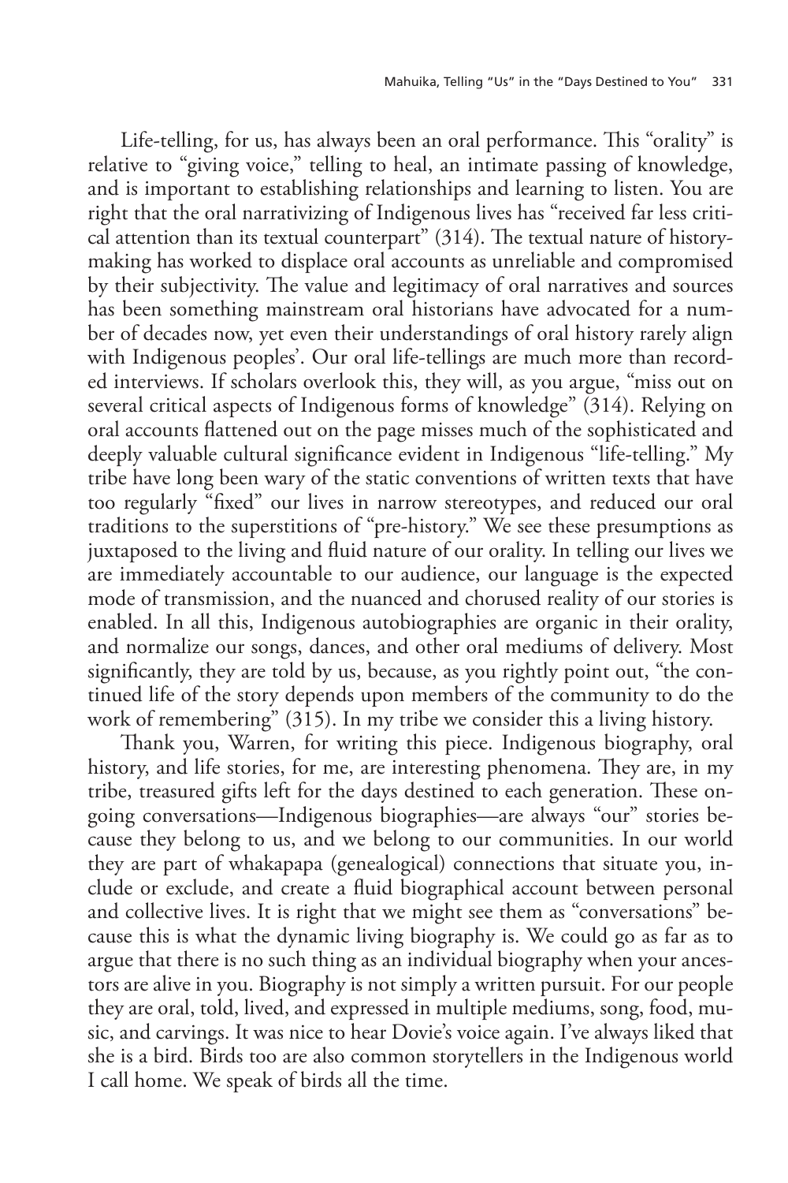Life-telling, for us, has always been an oral performance. This "orality" is relative to "giving voice," telling to heal, an intimate passing of knowledge, and is important to establishing relationships and learning to listen. You are right that the oral narrativizing of Indigenous lives has "received far less critical attention than its textual counterpart" (314). The textual nature of history-making has worked to displace oral accounts as unreliable and compromised by their subjectivity. The value and legitimacy of oral narratives and sources has been something mainstream oral historians have advocated for a number of decades now, yet even their understandings of oral history rarely align with Indigenous peoples'. Our oral life-tellings are much more than recorded interviews. If scholars overlook this, they will, as you argue, "miss out on several critical aspects of Indigenous forms of knowledge" (314). Relying on oral accounts flattened out on the page misses much of the sophisticated and deeply valuable cultural significance evident in Indigenous "life-telling." My tribe have long been wary of the static conventions of written texts that have too regularly "fixed" our lives in narrow stereotypes, and reduced our oral traditions to the superstitions of "pre-history." We see these presumptions as juxtaposed to the living and fluid nature of our orality. In telling our lives we are immediately accountable to our audience, our language is the expected mode of transmission, and the nuanced and chorused reality of our stories is enabled. In all this, Indigenous autobiographies are organic in their orality, and normalize our songs, dances, and other oral mediums of delivery. Most significantly, they are told by us, because, as you rightly point out, "the continued life of the story depends upon members of the community to do the work of remembering" (315). In my tribe we consider this a living history.

Thank you, Warren, for writing this piece. Indigenous biography, oral history, and life stories, for me, are interesting phenomena. They are, in my tribe, treasured gifts left for the days destined to each generation. These ongoing conversations—Indigenous biographies—are always "our" stories because they belong to us, and we belong to our communities. In our world they are part of whakapapa (genealogical) connections that situate you, include or exclude, and create a fluid biographical account between personal and collective lives. It is right that we might see them as "conversations" because this is what the dynamic living biography is. We could go as far as to argue that there is no such thing as an individual biography when your ancestors are alive in you. Biography is not simply a written pursuit. For our people they are oral, told, lived, and expressed in multiple mediums, song, food, music, and carvings. It was nice to hear Dovie's voice again. I've always liked that she is a bird. Birds too are also common storytellers in the Indigenous world I call home. We speak of birds all the time.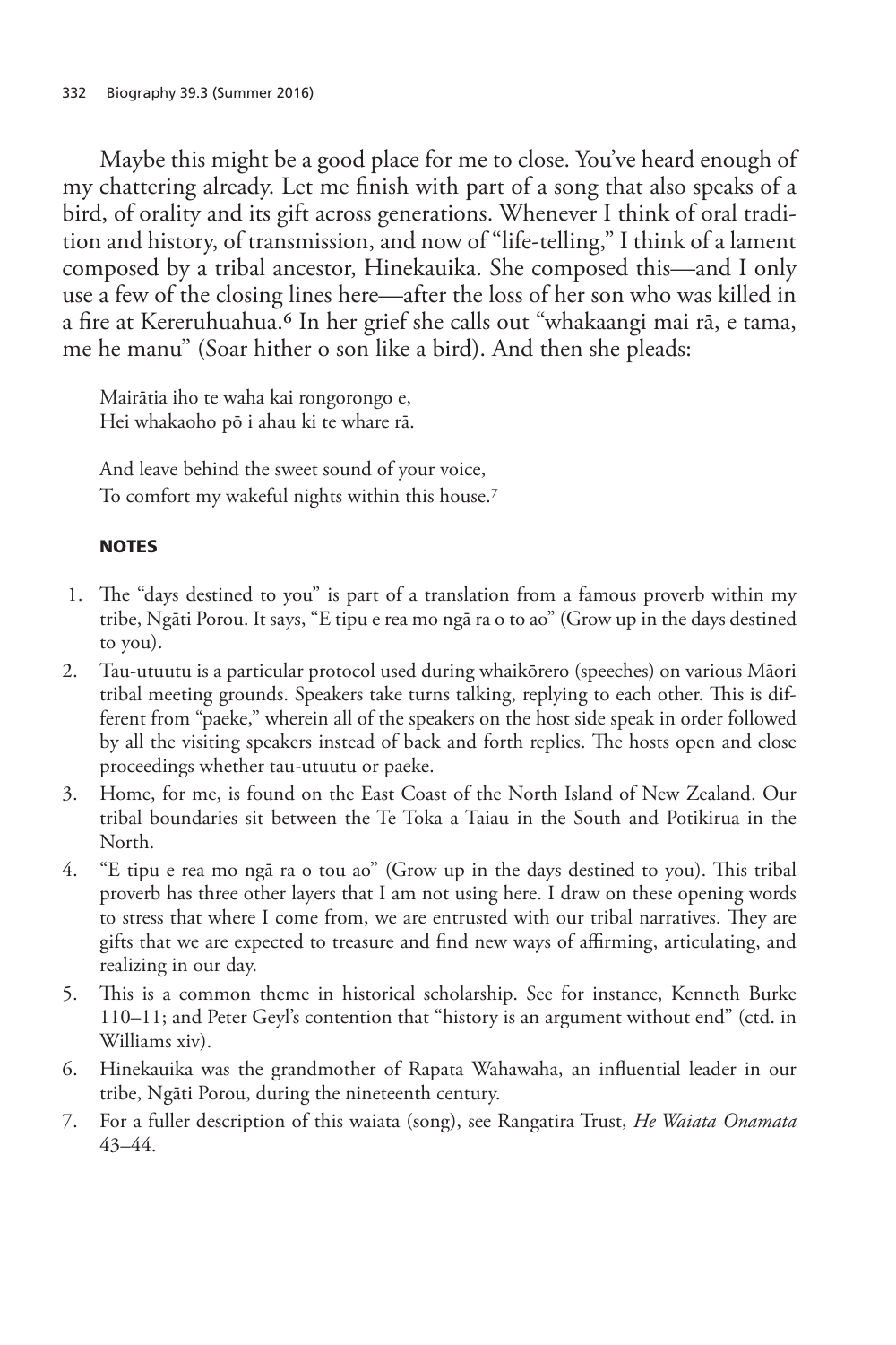Maybe this might be a good place for me to close. You've heard enough of my chattering already. Let me finish with part of a song that also speaks of a bird, of orality and its gift across generations. Whenever I think of oral tradition and history, of transmission, and now of "life-telling," I think of a lament composed by a tribal ancestor, Hinekauika. She composed this—and I only use a few of the closing lines here—after the loss of her son who was killed in a fire at Kereruhuahua.[6] In her grief she calls out "whakaangi mai rā, e tama, me he manu" (Soar hither o son like a bird). And then she pleads:

> Mairātia iho te waha kai rongorongo e,
> Hei whakaoho pō i ahau ki te whare rā.
>
> And leave behind the sweet sound of your voice,
> To comfort my wakeful nights within this house.[7]

### NOTES

1. The "days destined to you" is part of a translation from a famous proverb within my tribe, Ngāti Porou. It says, "E tipu e rea mo ngā ra o to ao" (Grow up in the days destined to you).
2. Tau-utuutu is a particular protocol used during whaikōrero (speeches) on various Māori tribal meeting grounds. Speakers take turns talking, replying to each other. This is different from "paeke," wherein all of the speakers on the host side speak in order followed by all the visiting speakers instead of back and forth replies. The hosts open and close proceedings whether tau-utuutu or paeke.
3. Home, for me, is found on the East Coast of the North Island of New Zealand. Our tribal boundaries sit between the Te Toka a Taiau in the South and Potikirua in the North.
4. "E tipu e rea mo ngā ra o tou ao" (Grow up in the days destined to you). This tribal proverb has three other layers that I am not using here. I draw on these opening words to stress that where I come from, we are entrusted with our tribal narratives. They are gifts that we are expected to treasure and find new ways of affirming, articulating, and realizing in our day.
5. This is a common theme in historical scholarship. See for instance, Kenneth Burke 110–11; and Peter Geyl's contention that "history is an argument without end" (ctd. in Williams xiv).
6. Hinekauika was the grandmother of Rapata Wahawaha, an influential leader in our tribe, Ngāti Porou, during the nineteenth century.
7. For a fuller description of this waiata (song), see Rangatira Trust, *He Waiata Onamata* 43–44.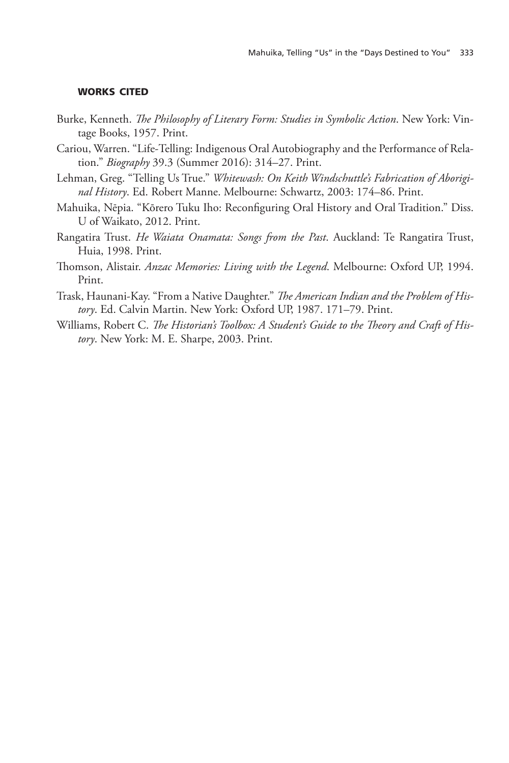### WORKS CITED

Burke, Kenneth. *The Philosophy of Literary Form: Studies in Symbolic Action*. New York: Vintage Books, 1957. Print.

Cariou, Warren. "Life-Telling: Indigenous Oral Autobiography and the Performance of Relation." *Biography* 39.3 (Summer 2016): 314–27. Print.

Lehman, Greg. "Telling Us True." *Whitewash: On Keith Windschuttle's Fabrication of Aboriginal History*. Ed. Robert Manne. Melbourne: Schwartz, 2003: 174–86. Print.

Mahuika, Nēpia. "Kōrero Tuku Iho: Reconfiguring Oral History and Oral Tradition." Diss. U of Waikato, 2012. Print.

Rangatira Trust. *He Waiata Onamata: Songs from the Past*. Auckland: Te Rangatira Trust, Huia, 1998. Print.

Thomson, Alistair. *Anzac Memories: Living with the Legend*. Melbourne: Oxford UP, 1994. Print.

Trask, Haunani-Kay. "From a Native Daughter." *The American Indian and the Problem of History*. Ed. Calvin Martin. New York: Oxford UP, 1987. 171–79. Print.

Williams, Robert C. *The Historian's Toolbox: A Student's Guide to the Theory and Craft of History*. New York: M. E. Sharpe, 2003. Print.